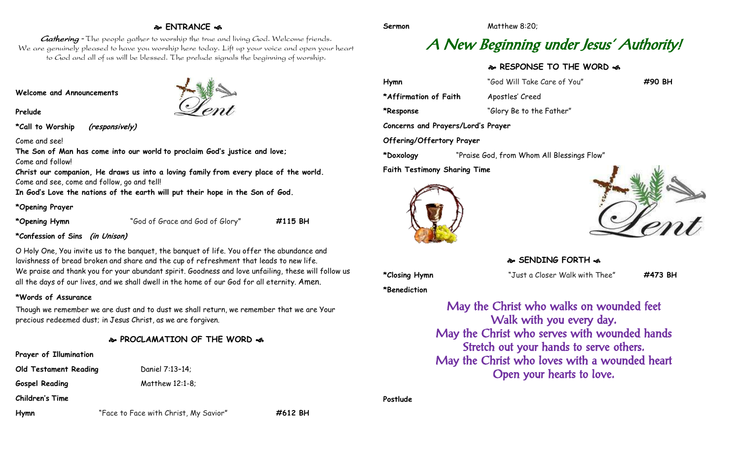## ENTRANCE

*Gathering* – The people gather to worship the true and living God. Welcome friends. We are genuinely pleased to have you worship here today. Lift up your voice and open your heart to God and all of us will be blessed. The prelude signals the beginning of worship.

**Welcome and Announcements**

**Prelude**

**\*Call to Worship** ***(responsively)***

Come and see!

**The Son of Man has come into our world to proclaim God's justice and love;**

Come and follow!

**Christ our companion, He draws us into a loving family from every place of the world.**

Come and see, come and follow, go and tell!

**In God's Love the nations of the earth will put their hope in the Son of God.**

**\*Opening Prayer**

**\*Opening Hymn** "God of Grace and God of Glory" **#115 BH**

**\*Confession of Sins** ***(in Unison)***

O Holy One, You invite us to the banquet, the banquet of life. You offer the abundance and lavishness of bread broken and share and the cup of refreshment that leads to new life. We praise and thank you for your abundant spirit. Goodness and love unfailing, these will follow us all the days of our lives, and we shall dwell in the home of our God for all eternity. Amen.

**\*Words of Assurance**

Though we remember we are dust and to dust we shall return, we remember that we are Your precious redeemed dust; in Jesus Christ, as we are forgiven.

## PROCLAMATION OF THE WORD

**Prayer of Illumination**

**Old Testament Reading** Daniel 7:13-14;

**Gospel Reading** Matthew 12:1-8;

**Children's Time**

**Hymn** "Face to Face with Christ, My Savior" **#612 BH**

**Sermon** Matthew 8:20;

# *A New Beginning under Jesus' Authority!*

## RESPONSE TO THE WORD

**Hymn** "God Will Take Care of You" **#90 BH**

**\*Affirmation of Faith** Apostles' Creed

**\*Response** "Glory Be to the Father"

**Concerns and Prayers/Lord's Prayer**

**Offering/Offertory Prayer**

**\*Doxology** "Praise God, from Whom All Blessings Flow"

**Faith Testimony Sharing Time**

## SENDING FORTH

**\*Closing Hymn** "Just a Closer Walk with Thee" **#473 BH**

**\*Benediction**

May the Christ who walks on wounded feet
Walk with you every day.
May the Christ who serves with wounded hands
Stretch out your hands to serve others.
May the Christ who loves with a wounded heart
Open your hearts to love.

**Postlude**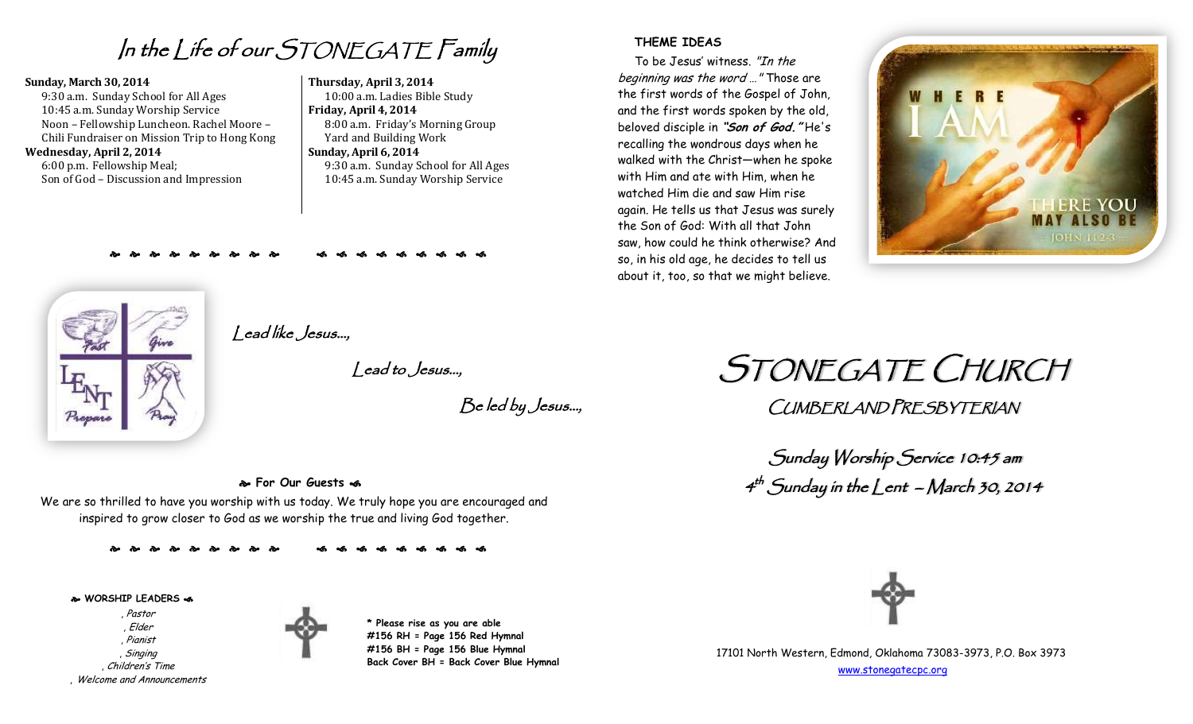# In the Life of our STONEGATE Family

**Sunday, March 30, 2014**
9:30 a.m. Sunday School for All Ages
10:45 a.m. Sunday Worship Service
Noon – Fellowship Luncheon. Rachel Moore – Chili Fundraiser on Mission Trip to Hong Kong

**Wednesday, April 2, 2014**
6:00 p.m. Fellowship Meal;
Son of God – Discussion and Impression

**Thursday, April 3, 2014**
10:00 a.m. Ladies Bible Study

**Friday, April 4, 2014**
8:00 a.m. Friday's Morning Group
Yard and Building Work

**Sunday, April 6, 2014**
9:30 a.m. Sunday School for All Ages
10:45 a.m. Sunday Worship Service

Lead like Jesus...,

Lead to Jesus...,

Be led by Jesus...,

**For Our Guests**

We are so thrilled to have you worship with us today. We truly hope you are encouraged and inspired to grow closer to God as we worship the true and living God together.

**WORSHIP LEADERS**

*, Pastor*
*, Elder*
*, Pianist*
*, Singing*
*, Children's Time*
*, Welcome and Announcements*

**\* Please rise as you are able**
**#156 RH = Page 156 Red Hymnal**
**#156 BH = Page 156 Blue Hymnal**
**Back Cover BH = Back Cover Blue Hymnal**

**THEME IDEAS**

To be Jesus' witness. *"In the beginning was the word ..."* Those are the first words of the Gospel of John, and the first words spoken by the old, beloved disciple in ***"Son of God."*** He's recalling the wondrous days when he walked with the Christ—when he spoke with Him and ate with Him, when he watched Him die and saw Him rise again. He tells us that Jesus was surely the Son of God: With all that John saw, how could he think otherwise? And so, in his old age, he decides to tell us about it, too, so that we might believe.

# STONEGATE CHURCH

## CUMBERLAND PRESBYTERIAN

Sunday Worship Service 10:45 am

4th Sunday in the Lent – March 30, 2014

17101 North Western, Edmond, Oklahoma 73083-3973, P.O. Box 3973

www.stonegatecpc.org